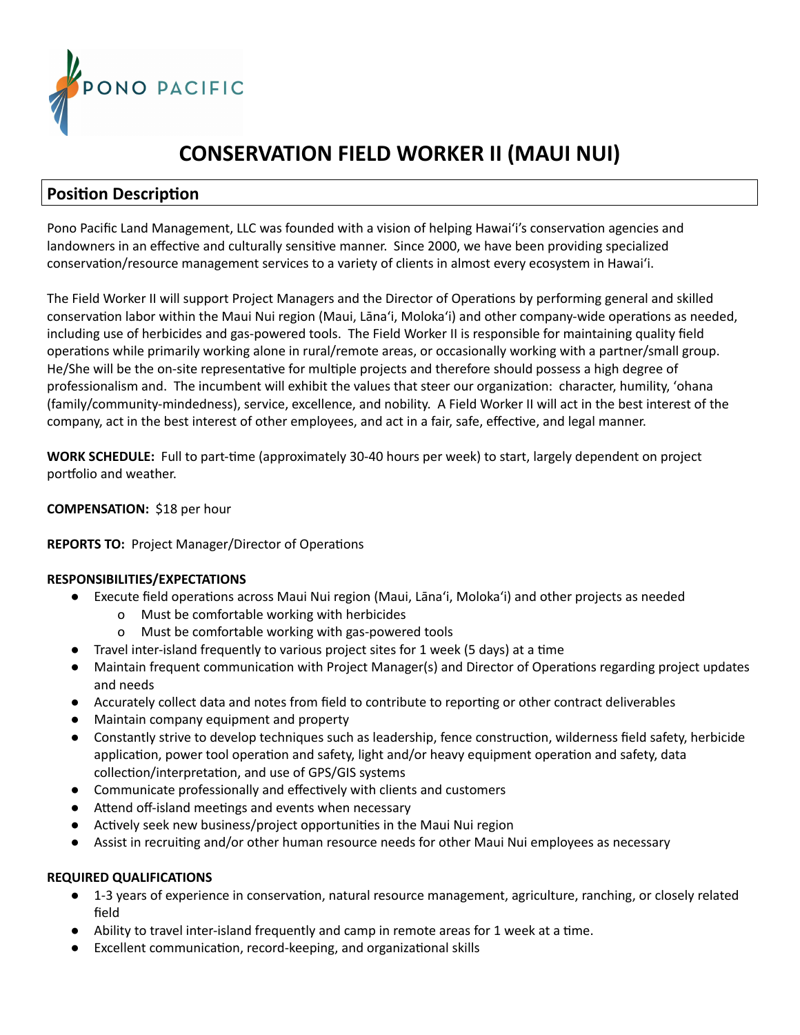PONO PACIFIC

# CONSERVATION FIELD WORKER II (MAUI NUI)

## Position Description

Pono Pacific Land Management, LLC was founded with a vision of helping Hawaiʻi's conservation agencies and landowners in an effective and culturally sensitive manner.  Since 2000, we have been providing specialized conservation/resource management services to a variety of clients in almost every ecosystem in Hawaiʻi.

The Field Worker II will support Project Managers and the Director of Operations by performing general and skilled conservation labor within the Maui Nui region (Maui, Lānaʻi, Molokaʻi) and other company-wide operations as needed, including use of herbicides and gas-powered tools.  The Field Worker II is responsible for maintaining quality field operations while primarily working alone in rural/remote areas, or occasionally working with a partner/small group. He/She will be the on-site representative for multiple projects and therefore should possess a high degree of professionalism and.  The incumbent will exhibit the values that steer our organization:  character, humility, ʻohana (family/community-mindedness), service, excellence, and nobility.  A Field Worker II will act in the best interest of the company, act in the best interest of other employees, and act in a fair, safe, effective, and legal manner.

**WORK SCHEDULE:** Full to part-time (approximately 30-40 hours per week) to start, largely dependent on project portfolio and weather.

**COMPENSATION:** $18 per hour

**REPORTS TO:** Project Manager/Director of Operations

**RESPONSIBILITIES/EXPECTATIONS**

- Execute field operations across Maui Nui region (Maui, Lānaʻi, Molokaʻi) and other projects as needed
  - Must be comfortable working with herbicides
  - Must be comfortable working with gas-powered tools
- Travel inter-island frequently to various project sites for 1 week (5 days) at a time
- Maintain frequent communication with Project Manager(s) and Director of Operations regarding project updates and needs
- Accurately collect data and notes from field to contribute to reporting or other contract deliverables
- Maintain company equipment and property
- Constantly strive to develop techniques such as leadership, fence construction, wilderness field safety, herbicide application, power tool operation and safety, light and/or heavy equipment operation and safety, data collection/interpretation, and use of GPS/GIS systems
- Communicate professionally and effectively with clients and customers
- Attend off-island meetings and events when necessary
- Actively seek new business/project opportunities in the Maui Nui region
- Assist in recruiting and/or other human resource needs for other Maui Nui employees as necessary

**REQUIRED QUALIFICATIONS**

- 1-3 years of experience in conservation, natural resource management, agriculture, ranching, or closely related field
- Ability to travel inter-island frequently and camp in remote areas for 1 week at a time.
- Excellent communication, record-keeping, and organizational skills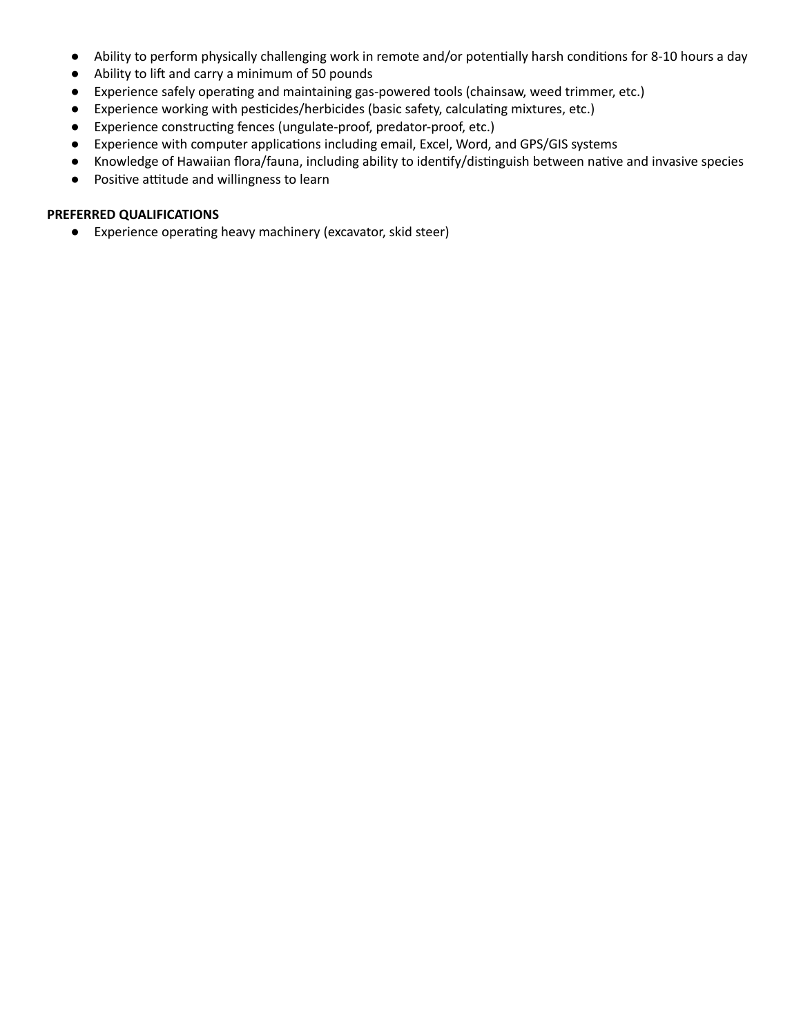- Ability to perform physically challenging work in remote and/or potentially harsh conditions for 8-10 hours a day
- Ability to lift and carry a minimum of 50 pounds
- Experience safely operating and maintaining gas-powered tools (chainsaw, weed trimmer, etc.)
- Experience working with pesticides/herbicides (basic safety, calculating mixtures, etc.)
- Experience constructing fences (ungulate-proof, predator-proof, etc.)
- Experience with computer applications including email, Excel, Word, and GPS/GIS systems
- Knowledge of Hawaiian flora/fauna, including ability to identify/distinguish between native and invasive species
- Positive attitude and willingness to learn

**PREFERRED QUALIFICATIONS**

- Experience operating heavy machinery (excavator, skid steer)